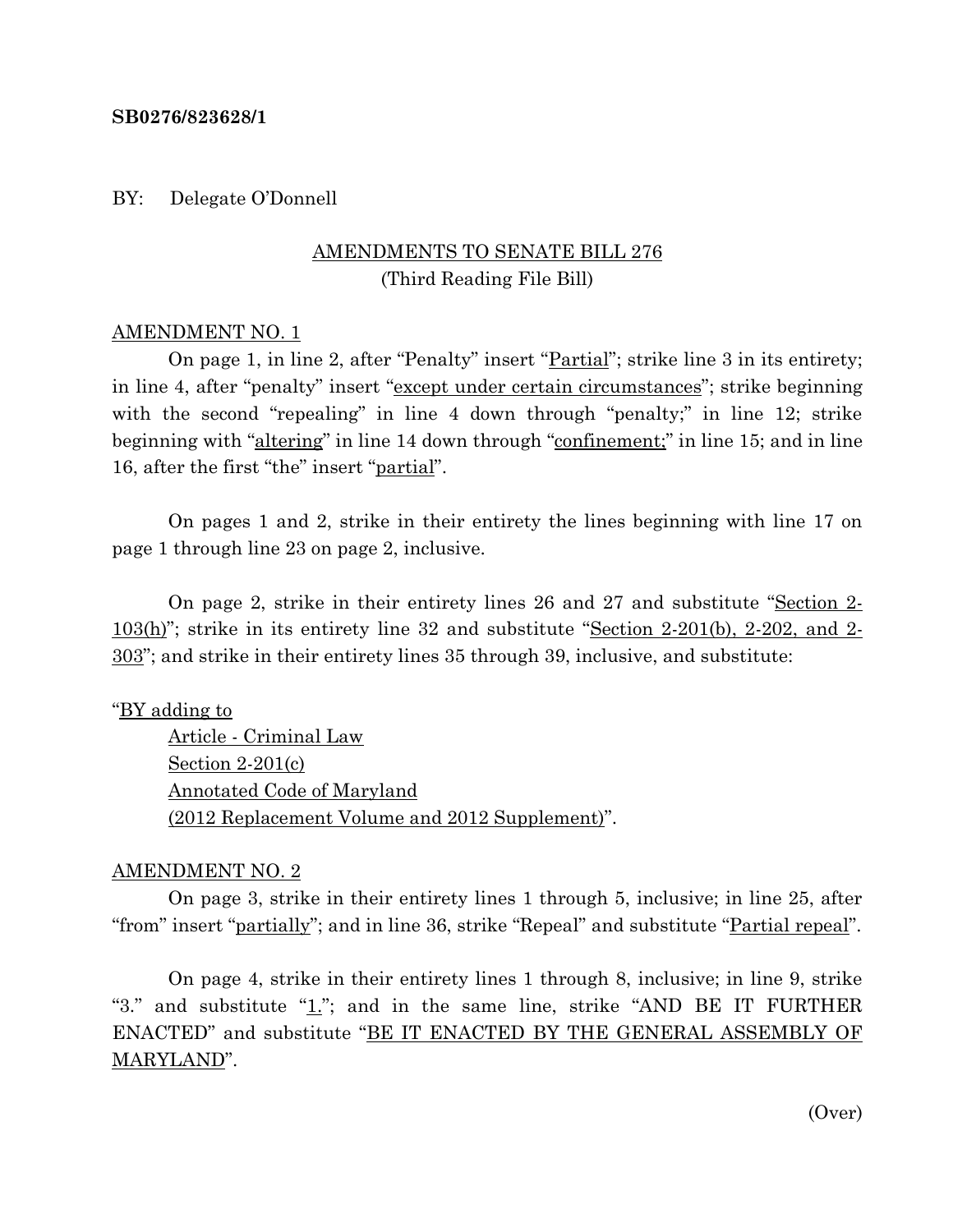**SB0276/823628/1**

BY: Delegate O'Donnell

AMENDMENTS TO SENATE BILL 276
(Third Reading File Bill)

AMENDMENT NO. 1

On page 1, in line 2, after "Penalty" insert "Partial"; strike line 3 in its entirety; in line 4, after "penalty" insert "except under certain circumstances"; strike beginning with the second "repealing" in line 4 down through "penalty;" in line 12; strike beginning with "altering" in line 14 down through "confinement;" in line 15; and in line 16, after the first "the" insert "partial".

On pages 1 and 2, strike in their entirety the lines beginning with line 17 on page 1 through line 23 on page 2, inclusive.

On page 2, strike in their entirety lines 26 and 27 and substitute "Section 2-103(h)"; strike in its entirety line 32 and substitute "Section 2-201(b), 2-202, and 2-303"; and strike in their entirety lines 35 through 39, inclusive, and substitute:

"BY adding to
Article - Criminal Law
Section 2-201(c)
Annotated Code of Maryland
(2012 Replacement Volume and 2012 Supplement)".

AMENDMENT NO. 2

On page 3, strike in their entirety lines 1 through 5, inclusive; in line 25, after "from" insert "partially"; and in line 36, strike "Repeal" and substitute "Partial repeal".

On page 4, strike in their entirety lines 1 through 8, inclusive; in line 9, strike "3." and substitute "1."; and in the same line, strike "AND BE IT FURTHER ENACTED" and substitute "BE IT ENACTED BY THE GENERAL ASSEMBLY OF MARYLAND".

(Over)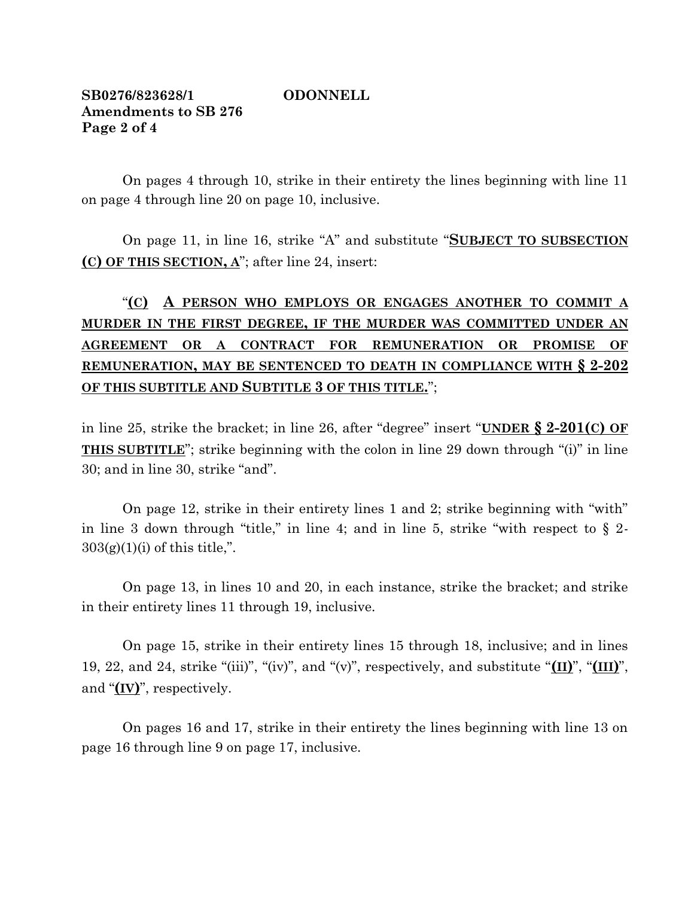On pages 4 through 10, strike in their entirety the lines beginning with line 11 on page 4 through line 20 on page 10, inclusive.

On page 11, in line 16, strike "A" and substitute "**SUBJECT TO SUBSECTION (C) OF THIS SECTION, A**"; after line 24, insert:

"**(C) A PERSON WHO EMPLOYS OR ENGAGES ANOTHER TO COMMIT A MURDER IN THE FIRST DEGREE, IF THE MURDER WAS COMMITTED UNDER AN AGREEMENT OR A CONTRACT FOR REMUNERATION OR PROMISE OF REMUNERATION, MAY BE SENTENCED TO DEATH IN COMPLIANCE WITH § 2-202 OF THIS SUBTITLE AND SUBTITLE 3 OF THIS TITLE.**";

in line 25, strike the bracket; in line 26, after "degree" insert "**UNDER § 2-201(C) OF THIS SUBTITLE**"; strike beginning with the colon in line 29 down through "(i)" in line 30; and in line 30, strike "and".

On page 12, strike in their entirety lines 1 and 2; strike beginning with "with" in line 3 down through "title," in line 4; and in line 5, strike "with respect to § 2-303(g)(1)(i) of this title,".

On page 13, in lines 10 and 20, in each instance, strike the bracket; and strike in their entirety lines 11 through 19, inclusive.

On page 15, strike in their entirety lines 15 through 18, inclusive; and in lines 19, 22, and 24, strike "(iii)", "(iv)", and "(v)", respectively, and substitute "**(II)**", "**(III)**", and "**(IV)**", respectively.

On pages 16 and 17, strike in their entirety the lines beginning with line 13 on page 16 through line 9 on page 17, inclusive.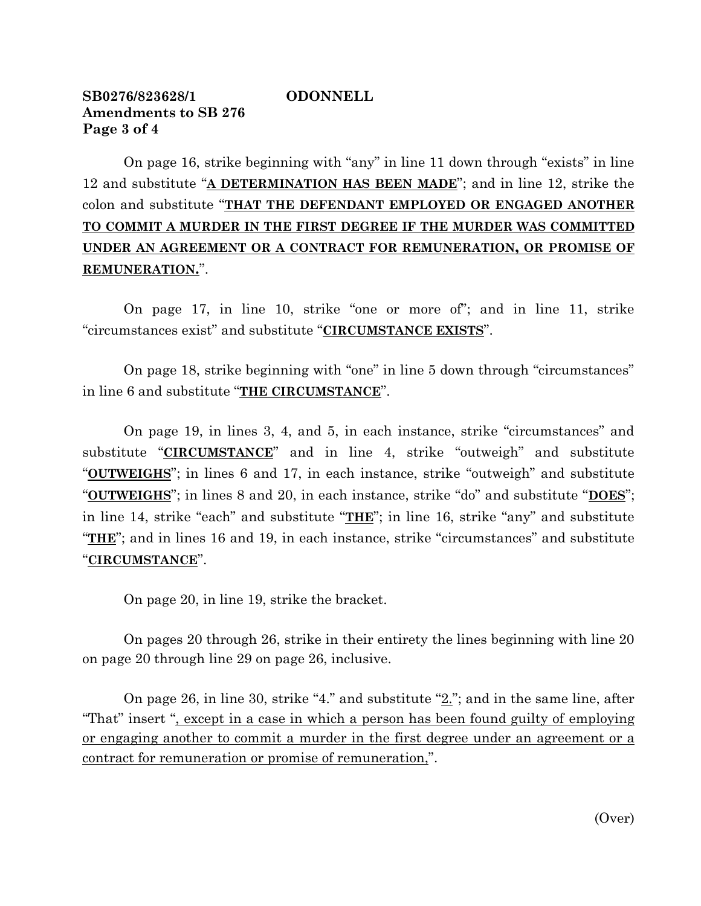**SB0276/823628/1 ODONNELL**
**Amendments to SB 276**
**Page 3 of 4**

On page 16, strike beginning with "any" in line 11 down through "exists" in line 12 and substitute "**<u>A DETERMINATION HAS BEEN MADE</u>**"; and in line 12, strike the colon and substitute "**<u>THAT THE DEFENDANT EMPLOYED OR ENGAGED ANOTHER TO COMMIT A MURDER IN THE FIRST DEGREE IF THE MURDER WAS COMMITTED UNDER AN AGREEMENT OR A CONTRACT FOR REMUNERATION, OR PROMISE OF REMUNERATION.</u>**".

On page 17, in line 10, strike "one or more of"; and in line 11, strike "circumstances exist" and substitute "**<u>CIRCUMSTANCE EXISTS</u>**".

On page 18, strike beginning with "one" in line 5 down through "circumstances" in line 6 and substitute "**<u>THE CIRCUMSTANCE</u>**".

On page 19, in lines 3, 4, and 5, in each instance, strike "circumstances" and substitute "**<u>CIRCUMSTANCE</u>**" and in line 4, strike "outweigh" and substitute "**<u>OUTWEIGHS</u>**"; in lines 6 and 17, in each instance, strike "outweigh" and substitute "**<u>OUTWEIGHS</u>**"; in lines 8 and 20, in each instance, strike "do" and substitute "**<u>DOES</u>**"; in line 14, strike "each" and substitute "**<u>THE</u>**"; in line 16, strike "any" and substitute "**<u>THE</u>**"; and in lines 16 and 19, in each instance, strike "circumstances" and substitute "**<u>CIRCUMSTANCE</u>**".

On page 20, in line 19, strike the bracket.

On pages 20 through 26, strike in their entirety the lines beginning with line 20 on page 20 through line 29 on page 26, inclusive.

On page 26, in line 30, strike "4." and substitute "<u>2.</u>"; and in the same line, after "That" insert "<u>, except in a case in which a person has been found guilty of employing or engaging another to commit a murder in the first degree under an agreement or a contract for remuneration or promise of remuneration,</u>".

(Over)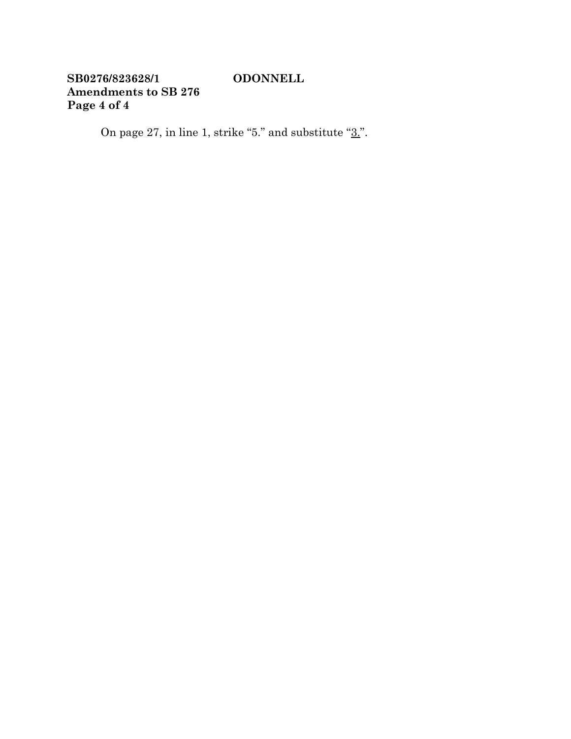On page 27, in line 1, strike "5." and substitute "<u>3.</u>".